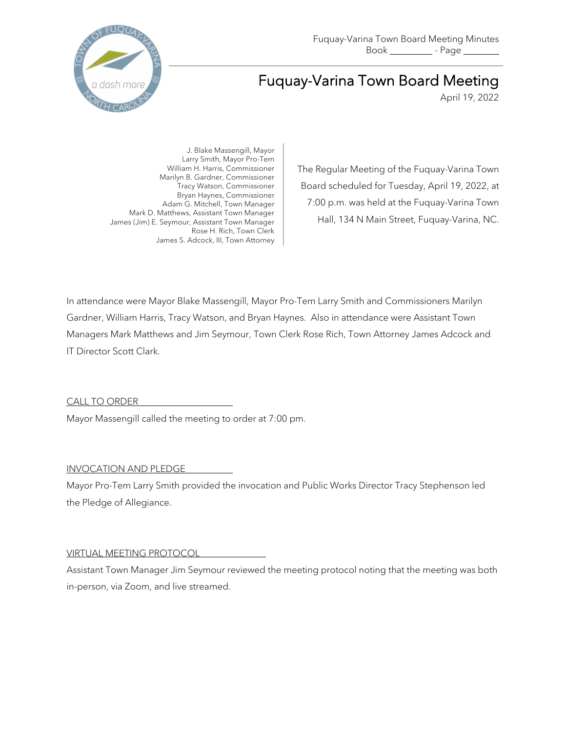Fuquay-Varina Town Board Meeting Minutes
Book ________ - Page ________

# Fuquay-Varina Town Board Meeting

April 19, 2022

J. Blake Massengill, Mayor
Larry Smith, Mayor Pro-Tem
William H. Harris, Commissioner
Marilyn B. Gardner, Commissioner
Tracy Watson, Commissioner
Bryan Haynes, Commissioner
Adam G. Mitchell, Town Manager
Mark D. Matthews, Assistant Town Manager
James (Jim) E. Seymour, Assistant Town Manager
Rose H. Rich, Town Clerk
James S. Adcock, III, Town Attorney

The Regular Meeting of the Fuquay-Varina Town Board scheduled for Tuesday, April 19, 2022, at 7:00 p.m. was held at the Fuquay-Varina Town Hall, 134 N Main Street, Fuquay-Varina, NC.

In attendance were Mayor Blake Massengill, Mayor Pro-Tem Larry Smith and Commissioners Marilyn Gardner, William Harris, Tracy Watson, and Bryan Haynes. Also in attendance were Assistant Town Managers Mark Matthews and Jim Seymour, Town Clerk Rose Rich, Town Attorney James Adcock and IT Director Scott Clark.

## CALL TO ORDER

Mayor Massengill called the meeting to order at 7:00 pm.

## INVOCATION AND PLEDGE

Mayor Pro-Tem Larry Smith provided the invocation and Public Works Director Tracy Stephenson led the Pledge of Allegiance.

## VIRTUAL MEETING PROTOCOL

Assistant Town Manager Jim Seymour reviewed the meeting protocol noting that the meeting was both in-person, via Zoom, and live streamed.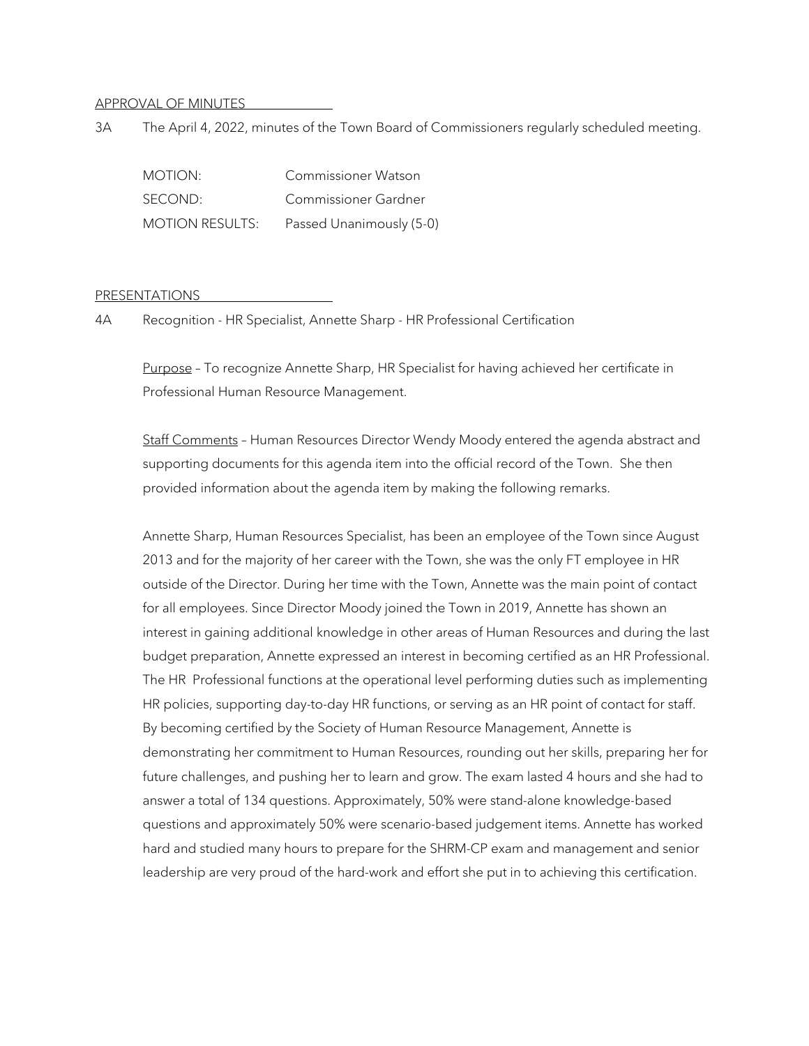APPROVAL OF MINUTES

3A The April 4, 2022, minutes of the Town Board of Commissioners regularly scheduled meeting.

| | |
|---|---|
| MOTION: | Commissioner Watson |
| SECOND: | Commissioner Gardner |
| MOTION RESULTS: | Passed Unanimously (5-0) |

PRESENTATIONS

4A Recognition - HR Specialist, Annette Sharp - HR Professional Certification

Purpose – To recognize Annette Sharp, HR Specialist for having achieved her certificate in Professional Human Resource Management.

Staff Comments – Human Resources Director Wendy Moody entered the agenda abstract and supporting documents for this agenda item into the official record of the Town. She then provided information about the agenda item by making the following remarks.

Annette Sharp, Human Resources Specialist, has been an employee of the Town since August 2013 and for the majority of her career with the Town, she was the only FT employee in HR outside of the Director. During her time with the Town, Annette was the main point of contact for all employees. Since Director Moody joined the Town in 2019, Annette has shown an interest in gaining additional knowledge in other areas of Human Resources and during the last budget preparation, Annette expressed an interest in becoming certified as an HR Professional. The HR Professional functions at the operational level performing duties such as implementing HR policies, supporting day-to-day HR functions, or serving as an HR point of contact for staff. By becoming certified by the Society of Human Resource Management, Annette is demonstrating her commitment to Human Resources, rounding out her skills, preparing her for future challenges, and pushing her to learn and grow. The exam lasted 4 hours and she had to answer a total of 134 questions. Approximately, 50% were stand-alone knowledge-based questions and approximately 50% were scenario-based judgement items. Annette has worked hard and studied many hours to prepare for the SHRM-CP exam and management and senior leadership are very proud of the hard-work and effort she put in to achieving this certification.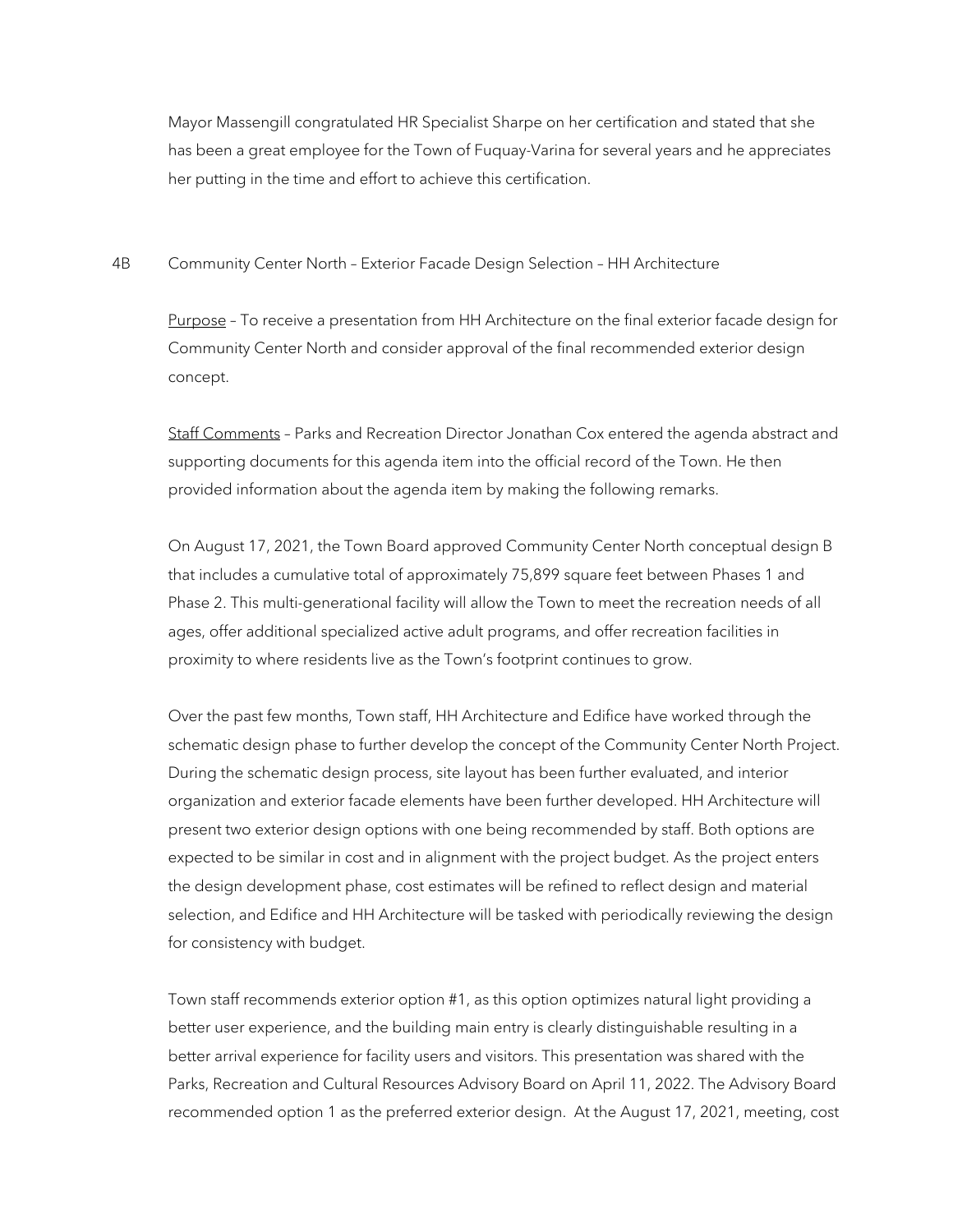Mayor Massengill congratulated HR Specialist Sharpe on her certification and stated that she has been a great employee for the Town of Fuquay-Varina for several years and he appreciates her putting in the time and effort to achieve this certification.

4B Community Center North – Exterior Facade Design Selection – HH Architecture

Purpose – To receive a presentation from HH Architecture on the final exterior facade design for Community Center North and consider approval of the final recommended exterior design concept.

Staff Comments – Parks and Recreation Director Jonathan Cox entered the agenda abstract and supporting documents for this agenda item into the official record of the Town. He then provided information about the agenda item by making the following remarks.

On August 17, 2021, the Town Board approved Community Center North conceptual design B that includes a cumulative total of approximately 75,899 square feet between Phases 1 and Phase 2. This multi-generational facility will allow the Town to meet the recreation needs of all ages, offer additional specialized active adult programs, and offer recreation facilities in proximity to where residents live as the Town's footprint continues to grow.

Over the past few months, Town staff, HH Architecture and Edifice have worked through the schematic design phase to further develop the concept of the Community Center North Project. During the schematic design process, site layout has been further evaluated, and interior organization and exterior facade elements have been further developed. HH Architecture will present two exterior design options with one being recommended by staff. Both options are expected to be similar in cost and in alignment with the project budget. As the project enters the design development phase, cost estimates will be refined to reflect design and material selection, and Edifice and HH Architecture will be tasked with periodically reviewing the design for consistency with budget.

Town staff recommends exterior option #1, as this option optimizes natural light providing a better user experience, and the building main entry is clearly distinguishable resulting in a better arrival experience for facility users and visitors. This presentation was shared with the Parks, Recreation and Cultural Resources Advisory Board on April 11, 2022. The Advisory Board recommended option 1 as the preferred exterior design. At the August 17, 2021, meeting, cost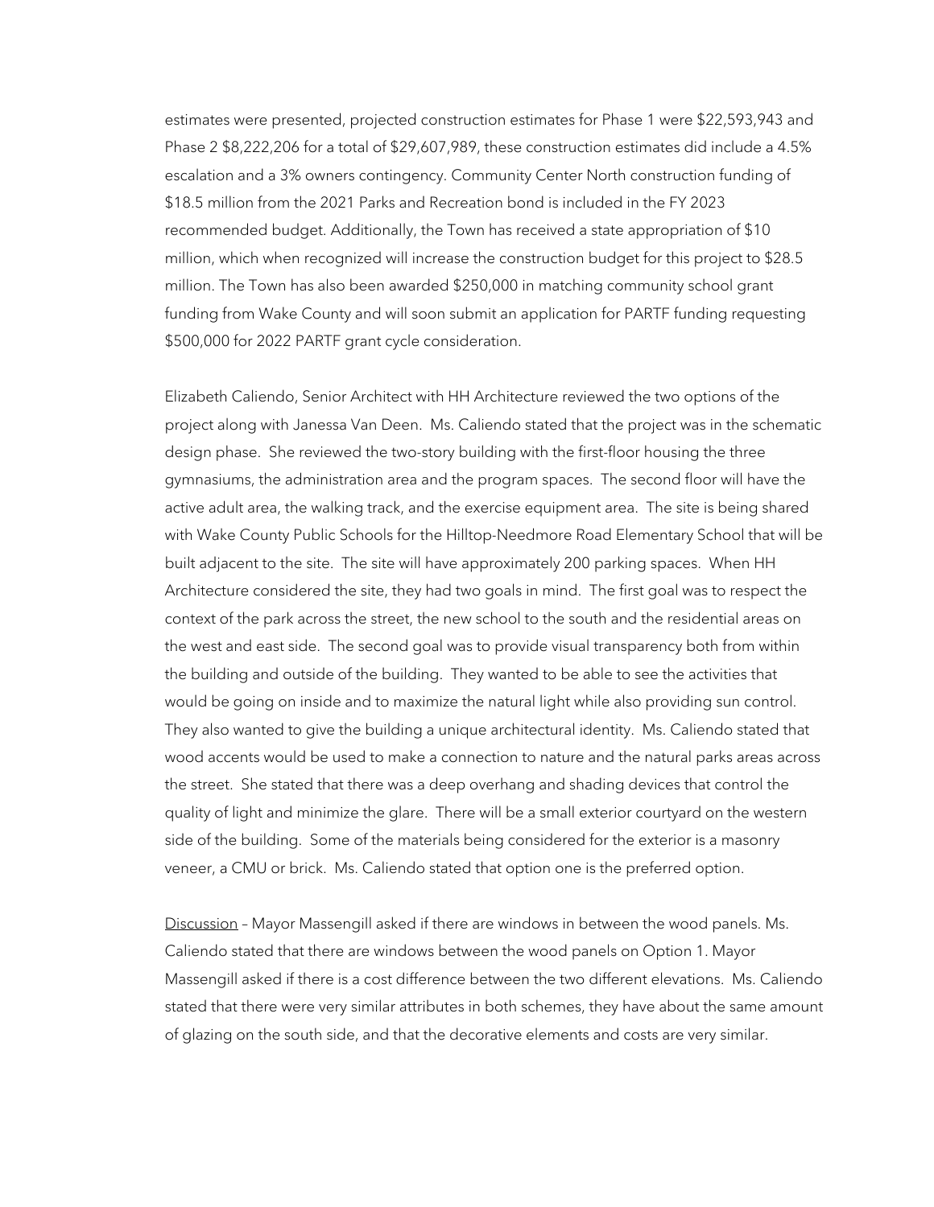estimates were presented, projected construction estimates for Phase 1 were $22,593,943 and Phase 2 $8,222,206 for a total of $29,607,989, these construction estimates did include a 4.5% escalation and a 3% owners contingency. Community Center North construction funding of $18.5 million from the 2021 Parks and Recreation bond is included in the FY 2023 recommended budget. Additionally, the Town has received a state appropriation of $10 million, which when recognized will increase the construction budget for this project to $28.5 million. The Town has also been awarded $250,000 in matching community school grant funding from Wake County and will soon submit an application for PARTF funding requesting $500,000 for 2022 PARTF grant cycle consideration.

Elizabeth Caliendo, Senior Architect with HH Architecture reviewed the two options of the project along with Janessa Van Deen. Ms. Caliendo stated that the project was in the schematic design phase. She reviewed the two-story building with the first-floor housing the three gymnasiums, the administration area and the program spaces. The second floor will have the active adult area, the walking track, and the exercise equipment area. The site is being shared with Wake County Public Schools for the Hilltop-Needmore Road Elementary School that will be built adjacent to the site. The site will have approximately 200 parking spaces. When HH Architecture considered the site, they had two goals in mind. The first goal was to respect the context of the park across the street, the new school to the south and the residential areas on the west and east side. The second goal was to provide visual transparency both from within the building and outside of the building. They wanted to be able to see the activities that would be going on inside and to maximize the natural light while also providing sun control. They also wanted to give the building a unique architectural identity. Ms. Caliendo stated that wood accents would be used to make a connection to nature and the natural parks areas across the street. She stated that there was a deep overhang and shading devices that control the quality of light and minimize the glare. There will be a small exterior courtyard on the western side of the building. Some of the materials being considered for the exterior is a masonry veneer, a CMU or brick. Ms. Caliendo stated that option one is the preferred option.

<u>Discussion</u> – Mayor Massengill asked if there are windows in between the wood panels. Ms. Caliendo stated that there are windows between the wood panels on Option 1. Mayor Massengill asked if there is a cost difference between the two different elevations. Ms. Caliendo stated that there were very similar attributes in both schemes, they have about the same amount of glazing on the south side, and that the decorative elements and costs are very similar.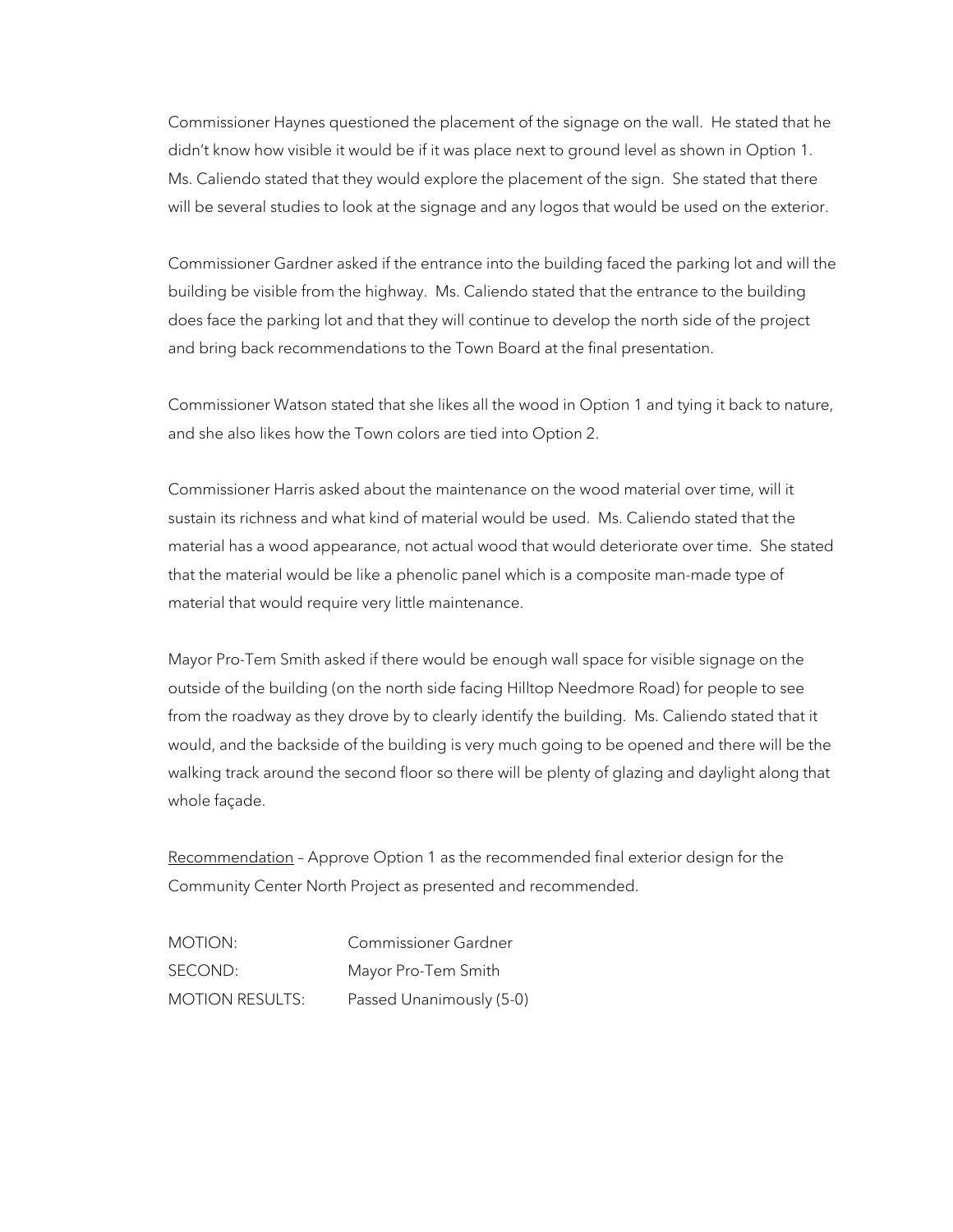Commissioner Haynes questioned the placement of the signage on the wall. He stated that he didn't know how visible it would be if it was place next to ground level as shown in Option 1. Ms. Caliendo stated that they would explore the placement of the sign. She stated that there will be several studies to look at the signage and any logos that would be used on the exterior.

Commissioner Gardner asked if the entrance into the building faced the parking lot and will the building be visible from the highway. Ms. Caliendo stated that the entrance to the building does face the parking lot and that they will continue to develop the north side of the project and bring back recommendations to the Town Board at the final presentation.

Commissioner Watson stated that she likes all the wood in Option 1 and tying it back to nature, and she also likes how the Town colors are tied into Option 2.

Commissioner Harris asked about the maintenance on the wood material over time, will it sustain its richness and what kind of material would be used. Ms. Caliendo stated that the material has a wood appearance, not actual wood that would deteriorate over time. She stated that the material would be like a phenolic panel which is a composite man-made type of material that would require very little maintenance.

Mayor Pro-Tem Smith asked if there would be enough wall space for visible signage on the outside of the building (on the north side facing Hilltop Needmore Road) for people to see from the roadway as they drove by to clearly identify the building. Ms. Caliendo stated that it would, and the backside of the building is very much going to be opened and there will be the walking track around the second floor so there will be plenty of glazing and daylight along that whole façade.

Recommendation – Approve Option 1 as the recommended final exterior design for the Community Center North Project as presented and recommended.

| | |
|---|---|
| MOTION: | Commissioner Gardner |
| SECOND: | Mayor Pro-Tem Smith |
| MOTION RESULTS: | Passed Unanimously (5-0) |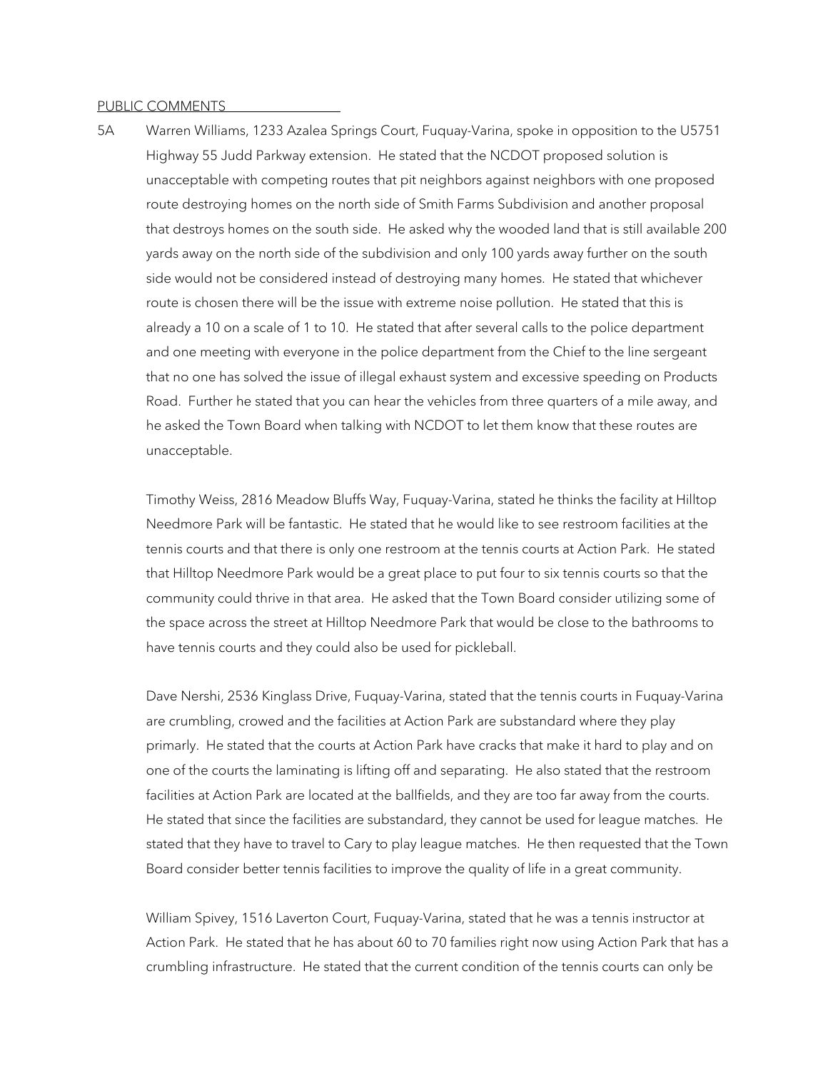PUBLIC COMMENTS

5A Warren Williams, 1233 Azalea Springs Court, Fuquay-Varina, spoke in opposition to the U5751 Highway 55 Judd Parkway extension. He stated that the NCDOT proposed solution is unacceptable with competing routes that pit neighbors against neighbors with one proposed route destroying homes on the north side of Smith Farms Subdivision and another proposal that destroys homes on the south side. He asked why the wooded land that is still available 200 yards away on the north side of the subdivision and only 100 yards away further on the south side would not be considered instead of destroying many homes. He stated that whichever route is chosen there will be the issue with extreme noise pollution. He stated that this is already a 10 on a scale of 1 to 10. He stated that after several calls to the police department and one meeting with everyone in the police department from the Chief to the line sergeant that no one has solved the issue of illegal exhaust system and excessive speeding on Products Road. Further he stated that you can hear the vehicles from three quarters of a mile away, and he asked the Town Board when talking with NCDOT to let them know that these routes are unacceptable.

Timothy Weiss, 2816 Meadow Bluffs Way, Fuquay-Varina, stated he thinks the facility at Hilltop Needmore Park will be fantastic. He stated that he would like to see restroom facilities at the tennis courts and that there is only one restroom at the tennis courts at Action Park. He stated that Hilltop Needmore Park would be a great place to put four to six tennis courts so that the community could thrive in that area. He asked that the Town Board consider utilizing some of the space across the street at Hilltop Needmore Park that would be close to the bathrooms to have tennis courts and they could also be used for pickleball.

Dave Nershi, 2536 Kinglass Drive, Fuquay-Varina, stated that the tennis courts in Fuquay-Varina are crumbling, crowed and the facilities at Action Park are substandard where they play primarly. He stated that the courts at Action Park have cracks that make it hard to play and on one of the courts the laminating is lifting off and separating. He also stated that the restroom facilities at Action Park are located at the ballfields, and they are too far away from the courts. He stated that since the facilities are substandard, they cannot be used for league matches. He stated that they have to travel to Cary to play league matches. He then requested that the Town Board consider better tennis facilities to improve the quality of life in a great community.

William Spivey, 1516 Laverton Court, Fuquay-Varina, stated that he was a tennis instructor at Action Park. He stated that he has about 60 to 70 families right now using Action Park that has a crumbling infrastructure. He stated that the current condition of the tennis courts can only be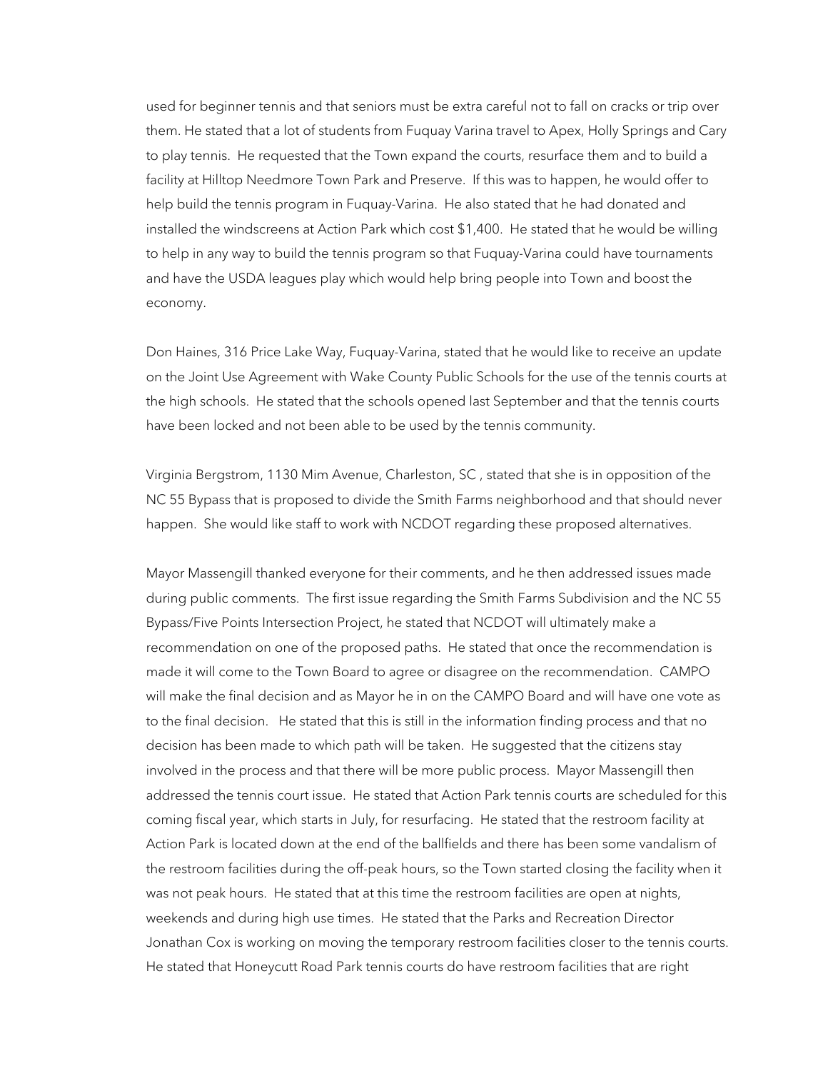used for beginner tennis and that seniors must be extra careful not to fall on cracks or trip over them. He stated that a lot of students from Fuquay Varina travel to Apex, Holly Springs and Cary to play tennis. He requested that the Town expand the courts, resurface them and to build a facility at Hilltop Needmore Town Park and Preserve. If this was to happen, he would offer to help build the tennis program in Fuquay-Varina. He also stated that he had donated and installed the windscreens at Action Park which cost $1,400. He stated that he would be willing to help in any way to build the tennis program so that Fuquay-Varina could have tournaments and have the USDA leagues play which would help bring people into Town and boost the economy.

Don Haines, 316 Price Lake Way, Fuquay-Varina, stated that he would like to receive an update on the Joint Use Agreement with Wake County Public Schools for the use of the tennis courts at the high schools. He stated that the schools opened last September and that the tennis courts have been locked and not been able to be used by the tennis community.

Virginia Bergstrom, 1130 Mim Avenue, Charleston, SC , stated that she is in opposition of the NC 55 Bypass that is proposed to divide the Smith Farms neighborhood and that should never happen. She would like staff to work with NCDOT regarding these proposed alternatives.

Mayor Massengill thanked everyone for their comments, and he then addressed issues made during public comments. The first issue regarding the Smith Farms Subdivision and the NC 55 Bypass/Five Points Intersection Project, he stated that NCDOT will ultimately make a recommendation on one of the proposed paths. He stated that once the recommendation is made it will come to the Town Board to agree or disagree on the recommendation. CAMPO will make the final decision and as Mayor he in on the CAMPO Board and will have one vote as to the final decision. He stated that this is still in the information finding process and that no decision has been made to which path will be taken. He suggested that the citizens stay involved in the process and that there will be more public process. Mayor Massengill then addressed the tennis court issue. He stated that Action Park tennis courts are scheduled for this coming fiscal year, which starts in July, for resurfacing. He stated that the restroom facility at Action Park is located down at the end of the ballfields and there has been some vandalism of the restroom facilities during the off-peak hours, so the Town started closing the facility when it was not peak hours. He stated that at this time the restroom facilities are open at nights, weekends and during high use times. He stated that the Parks and Recreation Director Jonathan Cox is working on moving the temporary restroom facilities closer to the tennis courts. He stated that Honeycutt Road Park tennis courts do have restroom facilities that are right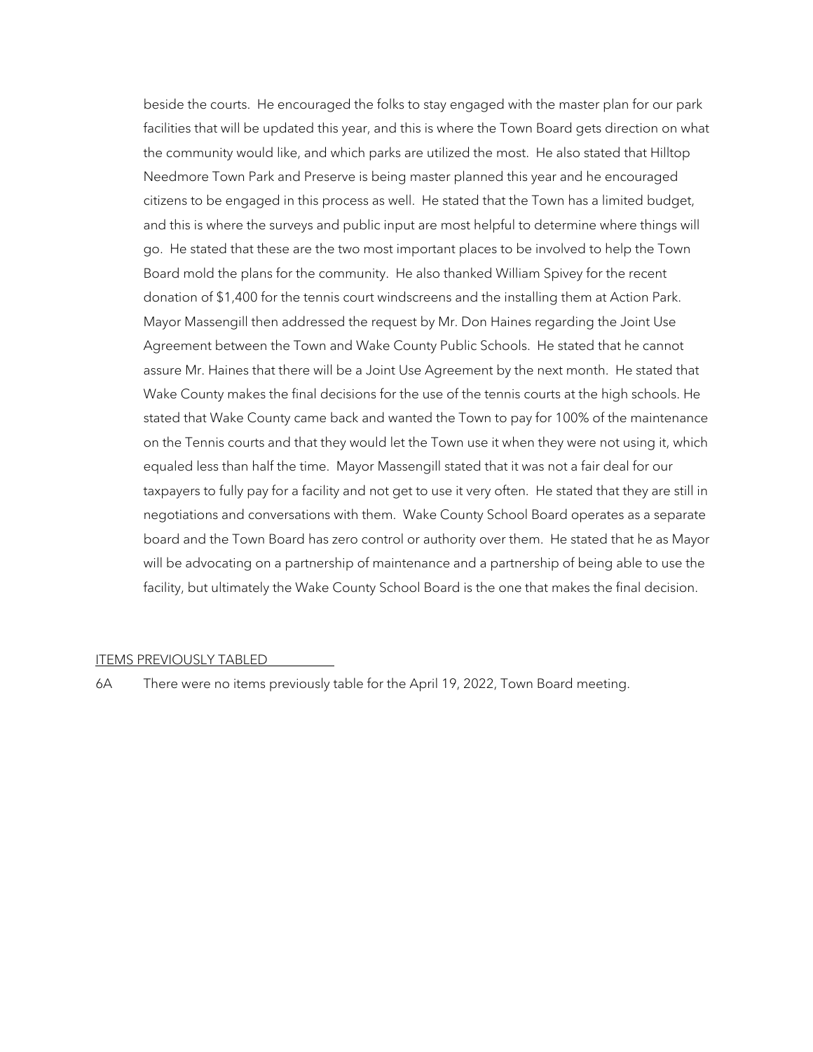beside the courts. He encouraged the folks to stay engaged with the master plan for our park facilities that will be updated this year, and this is where the Town Board gets direction on what the community would like, and which parks are utilized the most. He also stated that Hilltop Needmore Town Park and Preserve is being master planned this year and he encouraged citizens to be engaged in this process as well. He stated that the Town has a limited budget, and this is where the surveys and public input are most helpful to determine where things will go. He stated that these are the two most important places to be involved to help the Town Board mold the plans for the community. He also thanked William Spivey for the recent donation of $1,400 for the tennis court windscreens and the installing them at Action Park. Mayor Massengill then addressed the request by Mr. Don Haines regarding the Joint Use Agreement between the Town and Wake County Public Schools. He stated that he cannot assure Mr. Haines that there will be a Joint Use Agreement by the next month. He stated that Wake County makes the final decisions for the use of the tennis courts at the high schools. He stated that Wake County came back and wanted the Town to pay for 100% of the maintenance on the Tennis courts and that they would let the Town use it when they were not using it, which equaled less than half the time. Mayor Massengill stated that it was not a fair deal for our taxpayers to fully pay for a facility and not get to use it very often. He stated that they are still in negotiations and conversations with them. Wake County School Board operates as a separate board and the Town Board has zero control or authority over them. He stated that he as Mayor will be advocating on a partnership of maintenance and a partnership of being able to use the facility, but ultimately the Wake County School Board is the one that makes the final decision.

<u>ITEMS PREVIOUSLY TABLED</u>

6A There were no items previously table for the April 19, 2022, Town Board meeting.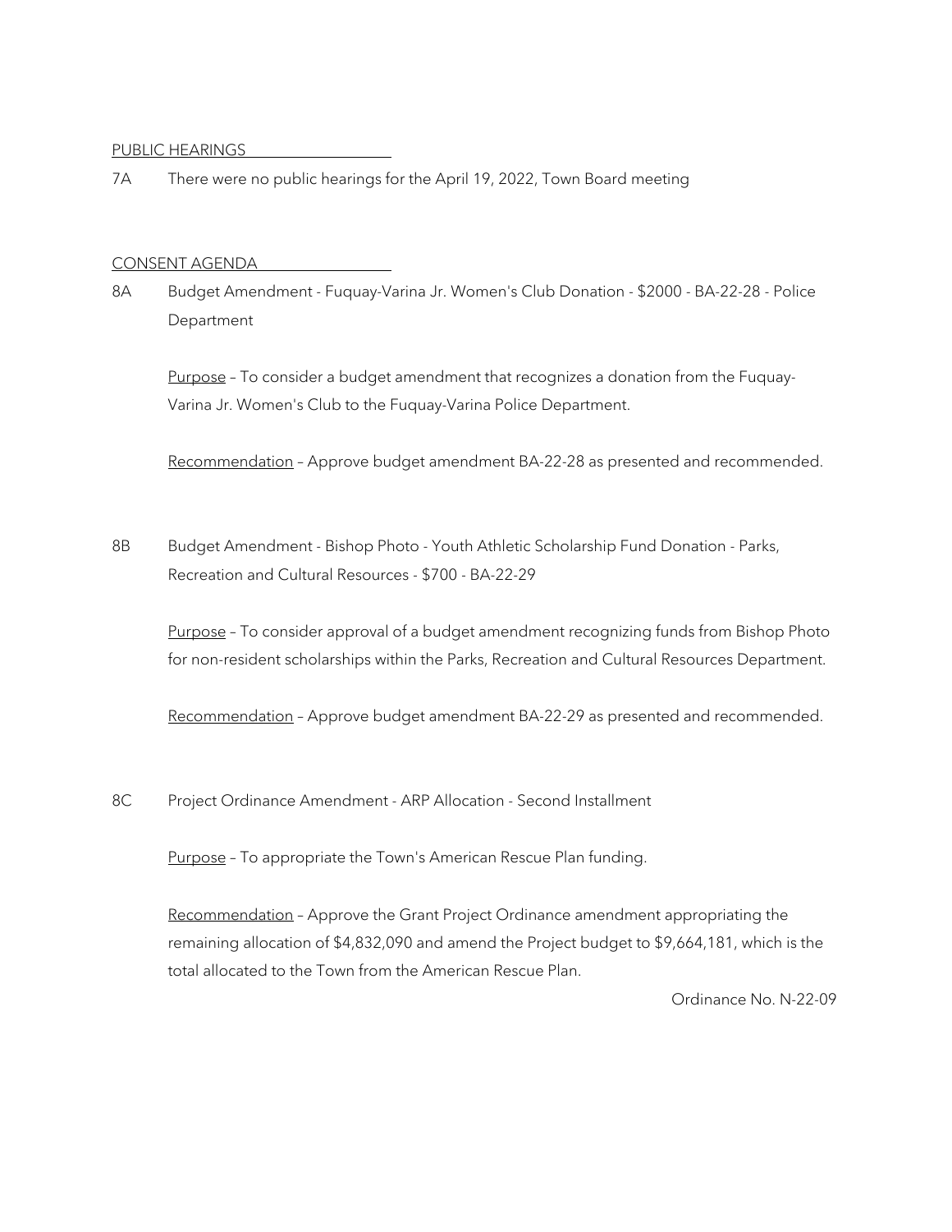PUBLIC HEARINGS

7A There were no public hearings for the April 19, 2022, Town Board meeting

CONSENT AGENDA

8A Budget Amendment - Fuquay-Varina Jr. Women's Club Donation - $2000 - BA-22-28 - Police Department

Purpose – To consider a budget amendment that recognizes a donation from the Fuquay-Varina Jr. Women's Club to the Fuquay-Varina Police Department.

Recommendation – Approve budget amendment BA-22-28 as presented and recommended.

8B Budget Amendment - Bishop Photo - Youth Athletic Scholarship Fund Donation - Parks, Recreation and Cultural Resources - $700 - BA-22-29

Purpose – To consider approval of a budget amendment recognizing funds from Bishop Photo for non-resident scholarships within the Parks, Recreation and Cultural Resources Department.

Recommendation – Approve budget amendment BA-22-29 as presented and recommended.

8C Project Ordinance Amendment - ARP Allocation - Second Installment

Purpose – To appropriate the Town's American Rescue Plan funding.

Recommendation – Approve the Grant Project Ordinance amendment appropriating the remaining allocation of $4,832,090 and amend the Project budget to $9,664,181, which is the total allocated to the Town from the American Rescue Plan.

Ordinance No. N-22-09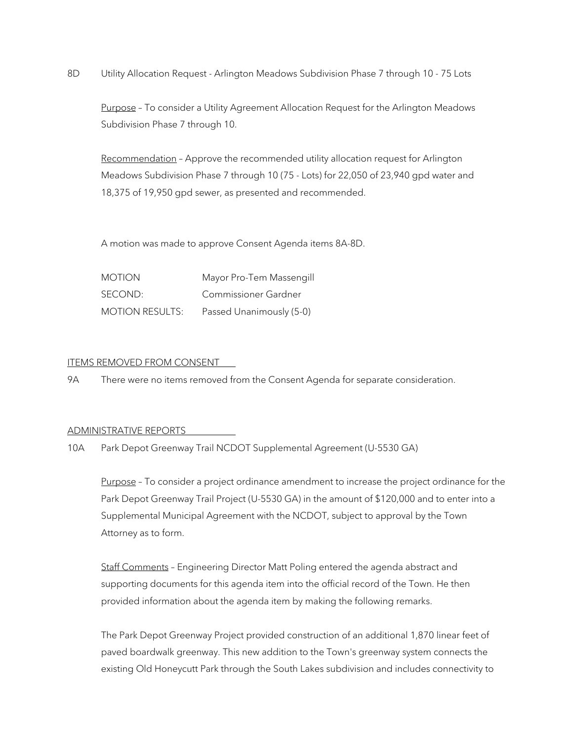8D Utility Allocation Request - Arlington Meadows Subdivision Phase 7 through 10 - 75 Lots

<u>Purpose</u> – To consider a Utility Agreement Allocation Request for the Arlington Meadows Subdivision Phase 7 through 10.

<u>Recommendation</u> – Approve the recommended utility allocation request for Arlington Meadows Subdivision Phase 7 through 10 (75 - Lots) for 22,050 of 23,940 gpd water and 18,375 of 19,950 gpd sewer, as presented and recommended.

A motion was made to approve Consent Agenda items 8A-8D.

| | |
|---|---|
| MOTION | Mayor Pro-Tem Massengill |
| SECOND: | Commissioner Gardner |
| MOTION RESULTS: | Passed Unanimously (5-0) |

## ITEMS REMOVED FROM CONSENT

9A There were no items removed from the Consent Agenda for separate consideration.

## ADMINISTRATIVE REPORTS

10A Park Depot Greenway Trail NCDOT Supplemental Agreement (U-5530 GA)

<u>Purpose</u> – To consider a project ordinance amendment to increase the project ordinance for the Park Depot Greenway Trail Project (U-5530 GA) in the amount of $120,000 and to enter into a Supplemental Municipal Agreement with the NCDOT, subject to approval by the Town Attorney as to form.

<u>Staff Comments</u> – Engineering Director Matt Poling entered the agenda abstract and supporting documents for this agenda item into the official record of the Town. He then provided information about the agenda item by making the following remarks.

The Park Depot Greenway Project provided construction of an additional 1,870 linear feet of paved boardwalk greenway. This new addition to the Town's greenway system connects the existing Old Honeycutt Park through the South Lakes subdivision and includes connectivity to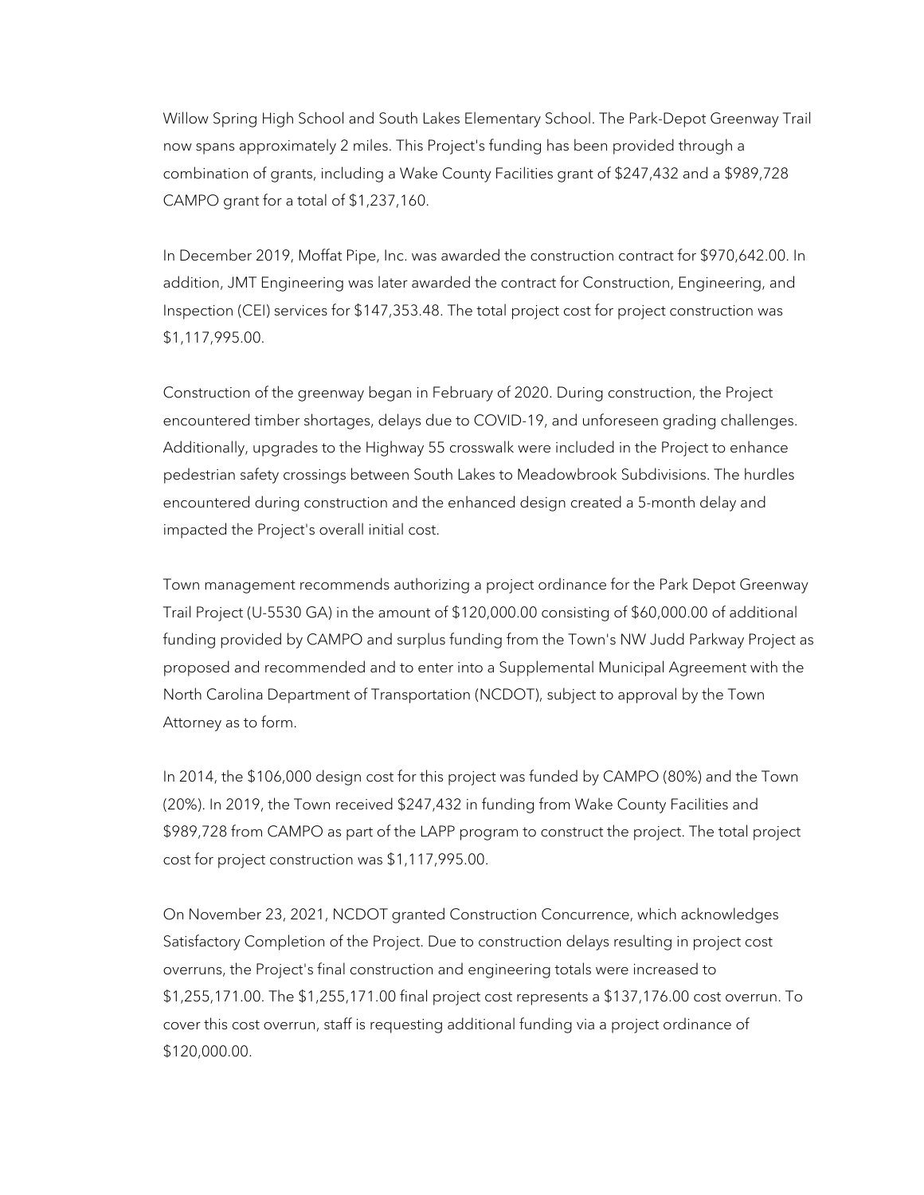Willow Spring High School and South Lakes Elementary School. The Park-Depot Greenway Trail now spans approximately 2 miles. This Project's funding has been provided through a combination of grants, including a Wake County Facilities grant of $247,432 and a $989,728 CAMPO grant for a total of $1,237,160.

In December 2019, Moffat Pipe, Inc. was awarded the construction contract for $970,642.00. In addition, JMT Engineering was later awarded the contract for Construction, Engineering, and Inspection (CEI) services for $147,353.48. The total project cost for project construction was $1,117,995.00.

Construction of the greenway began in February of 2020. During construction, the Project encountered timber shortages, delays due to COVID-19, and unforeseen grading challenges. Additionally, upgrades to the Highway 55 crosswalk were included in the Project to enhance pedestrian safety crossings between South Lakes to Meadowbrook Subdivisions. The hurdles encountered during construction and the enhanced design created a 5-month delay and impacted the Project's overall initial cost.

Town management recommends authorizing a project ordinance for the Park Depot Greenway Trail Project (U-5530 GA) in the amount of $120,000.00 consisting of $60,000.00 of additional funding provided by CAMPO and surplus funding from the Town's NW Judd Parkway Project as proposed and recommended and to enter into a Supplemental Municipal Agreement with the North Carolina Department of Transportation (NCDOT), subject to approval by the Town Attorney as to form.

In 2014, the $106,000 design cost for this project was funded by CAMPO (80%) and the Town (20%). In 2019, the Town received $247,432 in funding from Wake County Facilities and $989,728 from CAMPO as part of the LAPP program to construct the project. The total project cost for project construction was $1,117,995.00.

On November 23, 2021, NCDOT granted Construction Concurrence, which acknowledges Satisfactory Completion of the Project. Due to construction delays resulting in project cost overruns, the Project's final construction and engineering totals were increased to $1,255,171.00. The $1,255,171.00 final project cost represents a $137,176.00 cost overrun. To cover this cost overrun, staff is requesting additional funding via a project ordinance of $120,000.00.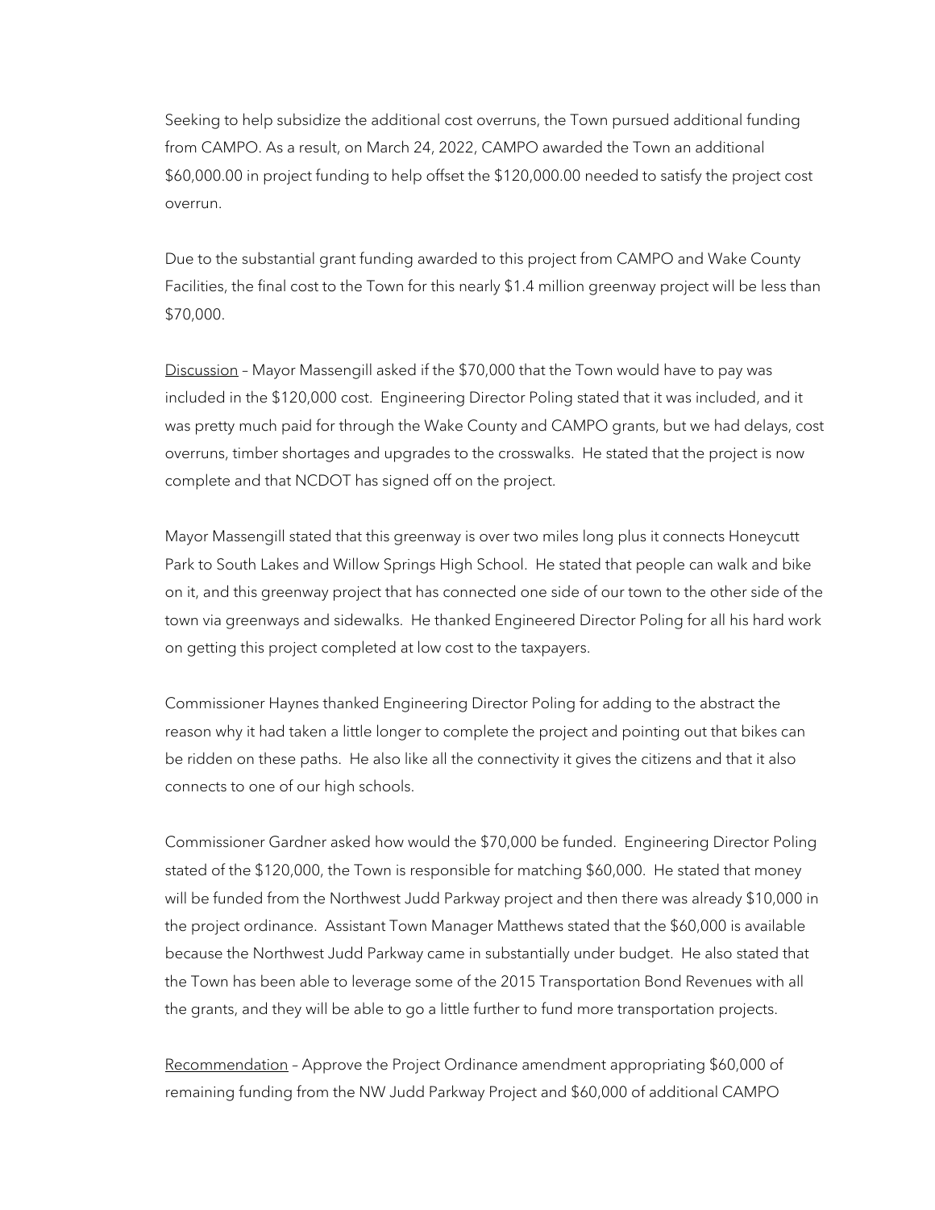Seeking to help subsidize the additional cost overruns, the Town pursued additional funding from CAMPO. As a result, on March 24, 2022, CAMPO awarded the Town an additional $60,000.00 in project funding to help offset the $120,000.00 needed to satisfy the project cost overrun.

Due to the substantial grant funding awarded to this project from CAMPO and Wake County Facilities, the final cost to the Town for this nearly $1.4 million greenway project will be less than $70,000.

Discussion – Mayor Massengill asked if the $70,000 that the Town would have to pay was included in the $120,000 cost. Engineering Director Poling stated that it was included, and it was pretty much paid for through the Wake County and CAMPO grants, but we had delays, cost overruns, timber shortages and upgrades to the crosswalks. He stated that the project is now complete and that NCDOT has signed off on the project.

Mayor Massengill stated that this greenway is over two miles long plus it connects Honeycutt Park to South Lakes and Willow Springs High School. He stated that people can walk and bike on it, and this greenway project that has connected one side of our town to the other side of the town via greenways and sidewalks. He thanked Engineered Director Poling for all his hard work on getting this project completed at low cost to the taxpayers.

Commissioner Haynes thanked Engineering Director Poling for adding to the abstract the reason why it had taken a little longer to complete the project and pointing out that bikes can be ridden on these paths. He also like all the connectivity it gives the citizens and that it also connects to one of our high schools.

Commissioner Gardner asked how would the $70,000 be funded. Engineering Director Poling stated of the $120,000, the Town is responsible for matching $60,000. He stated that money will be funded from the Northwest Judd Parkway project and then there was already $10,000 in the project ordinance. Assistant Town Manager Matthews stated that the $60,000 is available because the Northwest Judd Parkway came in substantially under budget. He also stated that the Town has been able to leverage some of the 2015 Transportation Bond Revenues with all the grants, and they will be able to go a little further to fund more transportation projects.

Recommendation – Approve the Project Ordinance amendment appropriating $60,000 of remaining funding from the NW Judd Parkway Project and $60,000 of additional CAMPO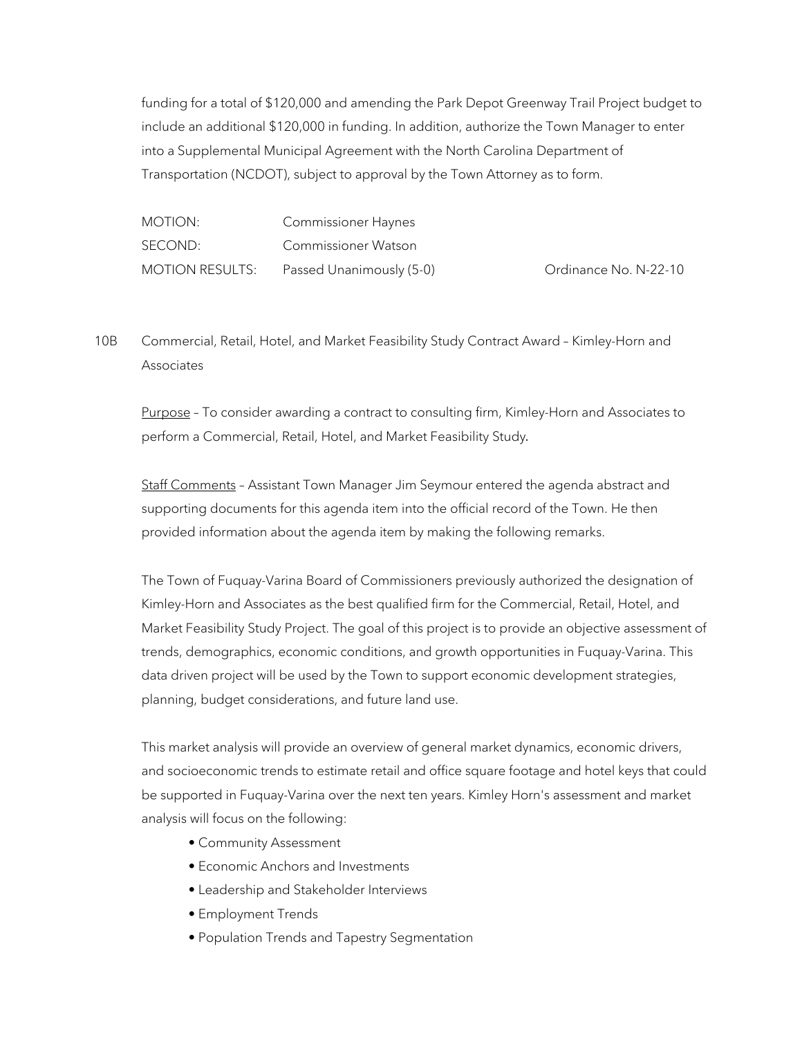funding for a total of $120,000 and amending the Park Depot Greenway Trail Project budget to include an additional $120,000 in funding. In addition, authorize the Town Manager to enter into a Supplemental Municipal Agreement with the North Carolina Department of Transportation (NCDOT), subject to approval by the Town Attorney as to form.

| | | |
|---|---|---|
| MOTION: | Commissioner Haynes | |
| SECOND: | Commissioner Watson | |
| MOTION RESULTS: | Passed Unanimously (5-0) | Ordinance No. N-22-10 |

10B Commercial, Retail, Hotel, and Market Feasibility Study Contract Award – Kimley-Horn and Associates

Purpose – To consider awarding a contract to consulting firm, Kimley-Horn and Associates to perform a Commercial, Retail, Hotel, and Market Feasibility Study.

Staff Comments – Assistant Town Manager Jim Seymour entered the agenda abstract and supporting documents for this agenda item into the official record of the Town. He then provided information about the agenda item by making the following remarks.

The Town of Fuquay-Varina Board of Commissioners previously authorized the designation of Kimley-Horn and Associates as the best qualified firm for the Commercial, Retail, Hotel, and Market Feasibility Study Project. The goal of this project is to provide an objective assessment of trends, demographics, economic conditions, and growth opportunities in Fuquay-Varina. This data driven project will be used by the Town to support economic development strategies, planning, budget considerations, and future land use.

This market analysis will provide an overview of general market dynamics, economic drivers, and socioeconomic trends to estimate retail and office square footage and hotel keys that could be supported in Fuquay-Varina over the next ten years. Kimley Horn's assessment and market analysis will focus on the following:

- Community Assessment
- Economic Anchors and Investments
- Leadership and Stakeholder Interviews
- Employment Trends
- Population Trends and Tapestry Segmentation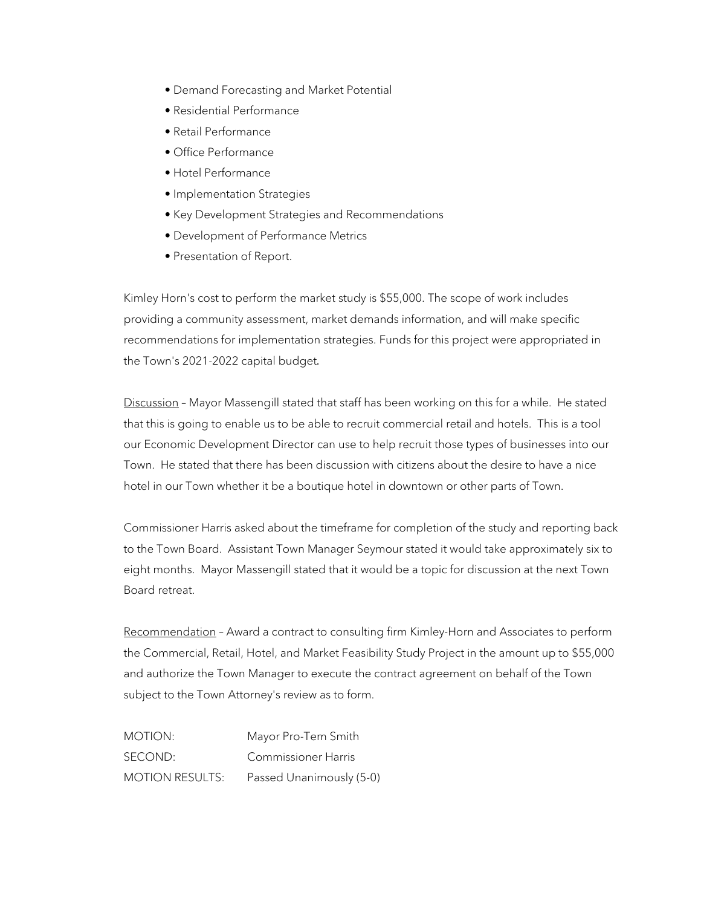- Demand Forecasting and Market Potential
- Residential Performance
- Retail Performance
- Office Performance
- Hotel Performance
- Implementation Strategies
- Key Development Strategies and Recommendations
- Development of Performance Metrics
- Presentation of Report.

Kimley Horn's cost to perform the market study is $55,000. The scope of work includes providing a community assessment, market demands information, and will make specific recommendations for implementation strategies. Funds for this project were appropriated in the Town's 2021-2022 capital budget.

Discussion – Mayor Massengill stated that staff has been working on this for a while. He stated that this is going to enable us to be able to recruit commercial retail and hotels. This is a tool our Economic Development Director can use to help recruit those types of businesses into our Town. He stated that there has been discussion with citizens about the desire to have a nice hotel in our Town whether it be a boutique hotel in downtown or other parts of Town.

Commissioner Harris asked about the timeframe for completion of the study and reporting back to the Town Board. Assistant Town Manager Seymour stated it would take approximately six to eight months. Mayor Massengill stated that it would be a topic for discussion at the next Town Board retreat.

Recommendation – Award a contract to consulting firm Kimley-Horn and Associates to perform the Commercial, Retail, Hotel, and Market Feasibility Study Project in the amount up to $55,000 and authorize the Town Manager to execute the contract agreement on behalf of the Town subject to the Town Attorney's review as to form.

| | |
|---|---|
| MOTION: | Mayor Pro-Tem Smith |
| SECOND: | Commissioner Harris |
| MOTION RESULTS: | Passed Unanimously (5-0) |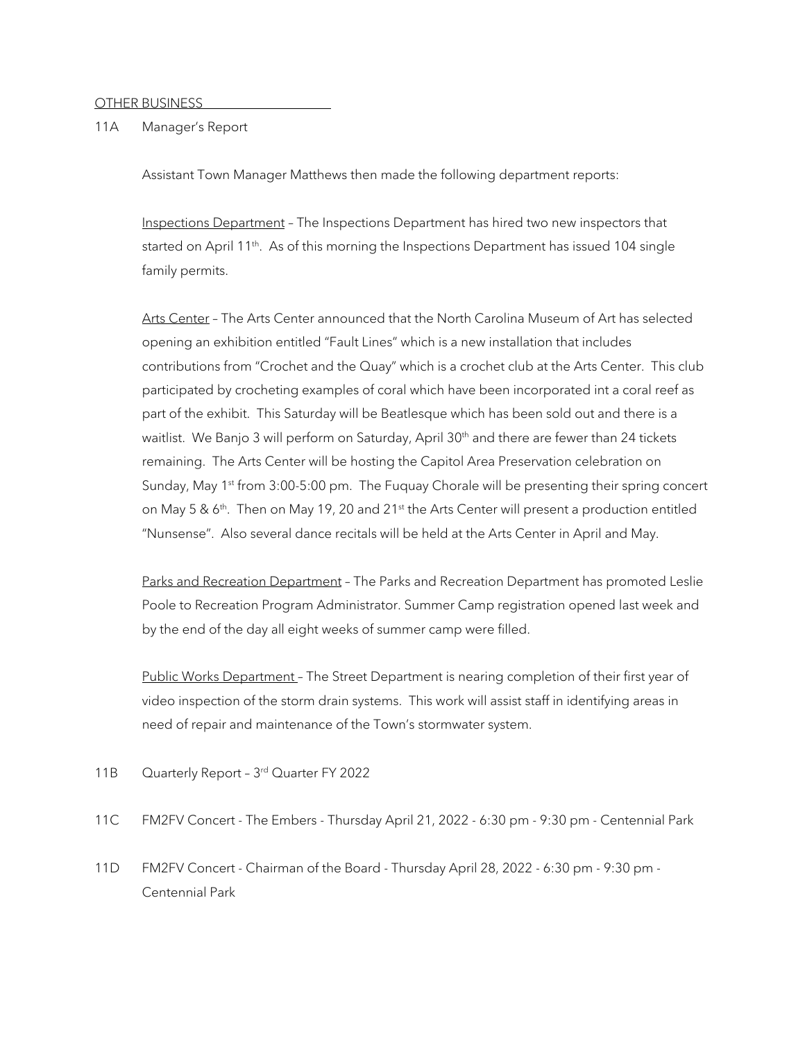OTHER BUSINESS

11A Manager's Report

Assistant Town Manager Matthews then made the following department reports:

Inspections Department – The Inspections Department has hired two new inspectors that started on April 11th. As of this morning the Inspections Department has issued 104 single family permits.

Arts Center – The Arts Center announced that the North Carolina Museum of Art has selected opening an exhibition entitled "Fault Lines" which is a new installation that includes contributions from "Crochet and the Quay" which is a crochet club at the Arts Center. This club participated by crocheting examples of coral which have been incorporated int a coral reef as part of the exhibit. This Saturday will be Beatlesque which has been sold out and there is a waitlist. We Banjo 3 will perform on Saturday, April 30th and there are fewer than 24 tickets remaining. The Arts Center will be hosting the Capitol Area Preservation celebration on Sunday, May 1st from 3:00-5:00 pm. The Fuquay Chorale will be presenting their spring concert on May 5 & 6th. Then on May 19, 20 and 21st the Arts Center will present a production entitled "Nunsense". Also several dance recitals will be held at the Arts Center in April and May.

Parks and Recreation Department – The Parks and Recreation Department has promoted Leslie Poole to Recreation Program Administrator. Summer Camp registration opened last week and by the end of the day all eight weeks of summer camp were filled.

Public Works Department – The Street Department is nearing completion of their first year of video inspection of the storm drain systems. This work will assist staff in identifying areas in need of repair and maintenance of the Town's stormwater system.

11B Quarterly Report – 3rd Quarter FY 2022

11C FM2FV Concert - The Embers - Thursday April 21, 2022 - 6:30 pm - 9:30 pm - Centennial Park

11D FM2FV Concert - Chairman of the Board - Thursday April 28, 2022 - 6:30 pm - 9:30 pm - Centennial Park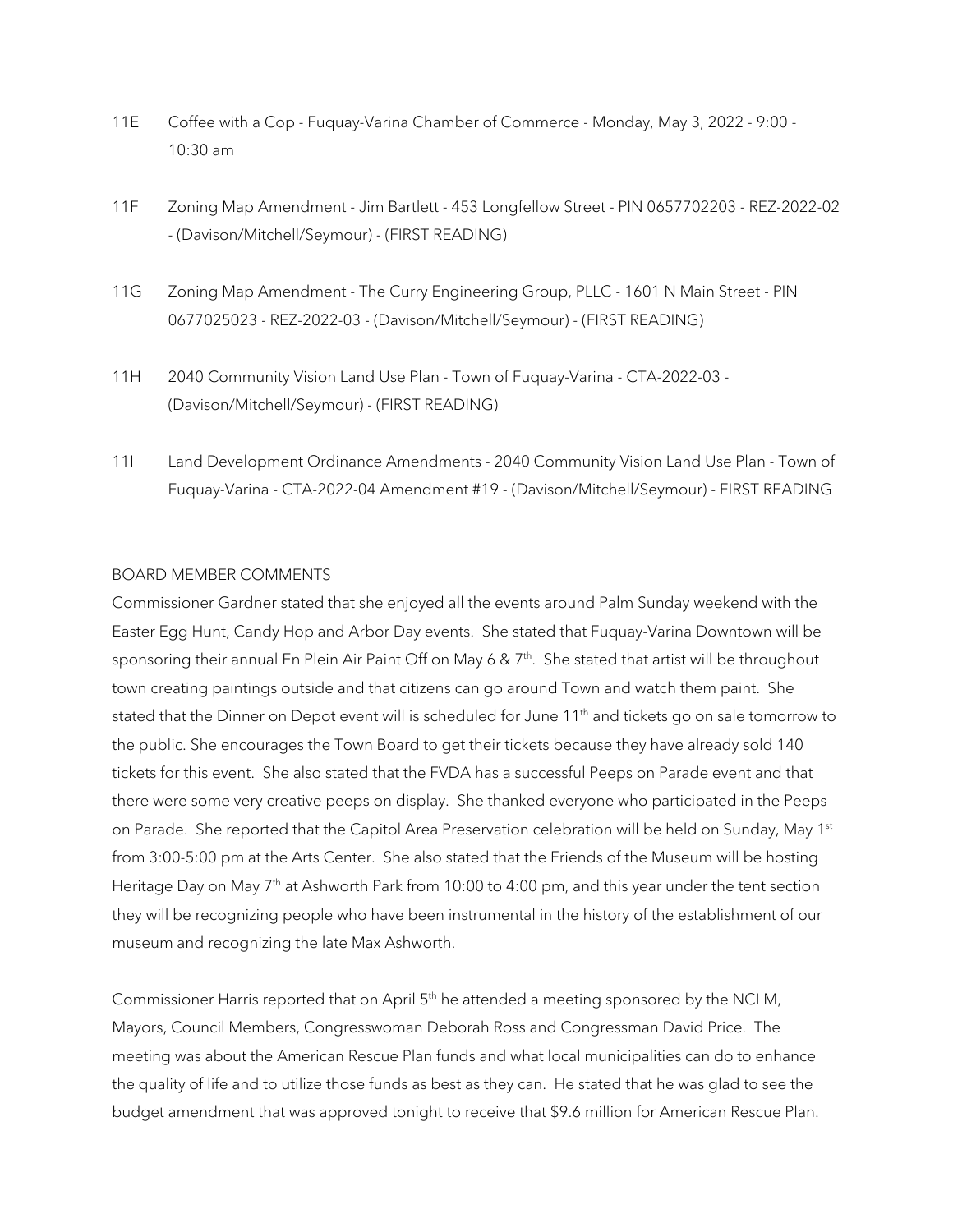11E Coffee with a Cop - Fuquay-Varina Chamber of Commerce - Monday, May 3, 2022 - 9:00 - 10:30 am

11F Zoning Map Amendment - Jim Bartlett - 453 Longfellow Street - PIN 0657702203 - REZ-2022-02 - (Davison/Mitchell/Seymour) - (FIRST READING)

11G Zoning Map Amendment - The Curry Engineering Group, PLLC - 1601 N Main Street - PIN 0677025023 - REZ-2022-03 - (Davison/Mitchell/Seymour) - (FIRST READING)

11H 2040 Community Vision Land Use Plan - Town of Fuquay-Varina - CTA-2022-03 - (Davison/Mitchell/Seymour) - (FIRST READING)

11I Land Development Ordinance Amendments - 2040 Community Vision Land Use Plan - Town of Fuquay-Varina - CTA-2022-04 Amendment #19 - (Davison/Mitchell/Seymour) - FIRST READING

BOARD MEMBER COMMENTS

Commissioner Gardner stated that she enjoyed all the events around Palm Sunday weekend with the Easter Egg Hunt, Candy Hop and Arbor Day events. She stated that Fuquay-Varina Downtown will be sponsoring their annual En Plein Air Paint Off on May 6 & 7th. She stated that artist will be throughout town creating paintings outside and that citizens can go around Town and watch them paint. She stated that the Dinner on Depot event will is scheduled for June 11th and tickets go on sale tomorrow to the public. She encourages the Town Board to get their tickets because they have already sold 140 tickets for this event. She also stated that the FVDA has a successful Peeps on Parade event and that there were some very creative peeps on display. She thanked everyone who participated in the Peeps on Parade. She reported that the Capitol Area Preservation celebration will be held on Sunday, May 1st from 3:00-5:00 pm at the Arts Center. She also stated that the Friends of the Museum will be hosting Heritage Day on May 7th at Ashworth Park from 10:00 to 4:00 pm, and this year under the tent section they will be recognizing people who have been instrumental in the history of the establishment of our museum and recognizing the late Max Ashworth.

Commissioner Harris reported that on April 5th he attended a meeting sponsored by the NCLM, Mayors, Council Members, Congresswoman Deborah Ross and Congressman David Price. The meeting was about the American Rescue Plan funds and what local municipalities can do to enhance the quality of life and to utilize those funds as best as they can. He stated that he was glad to see the budget amendment that was approved tonight to receive that $9.6 million for American Rescue Plan.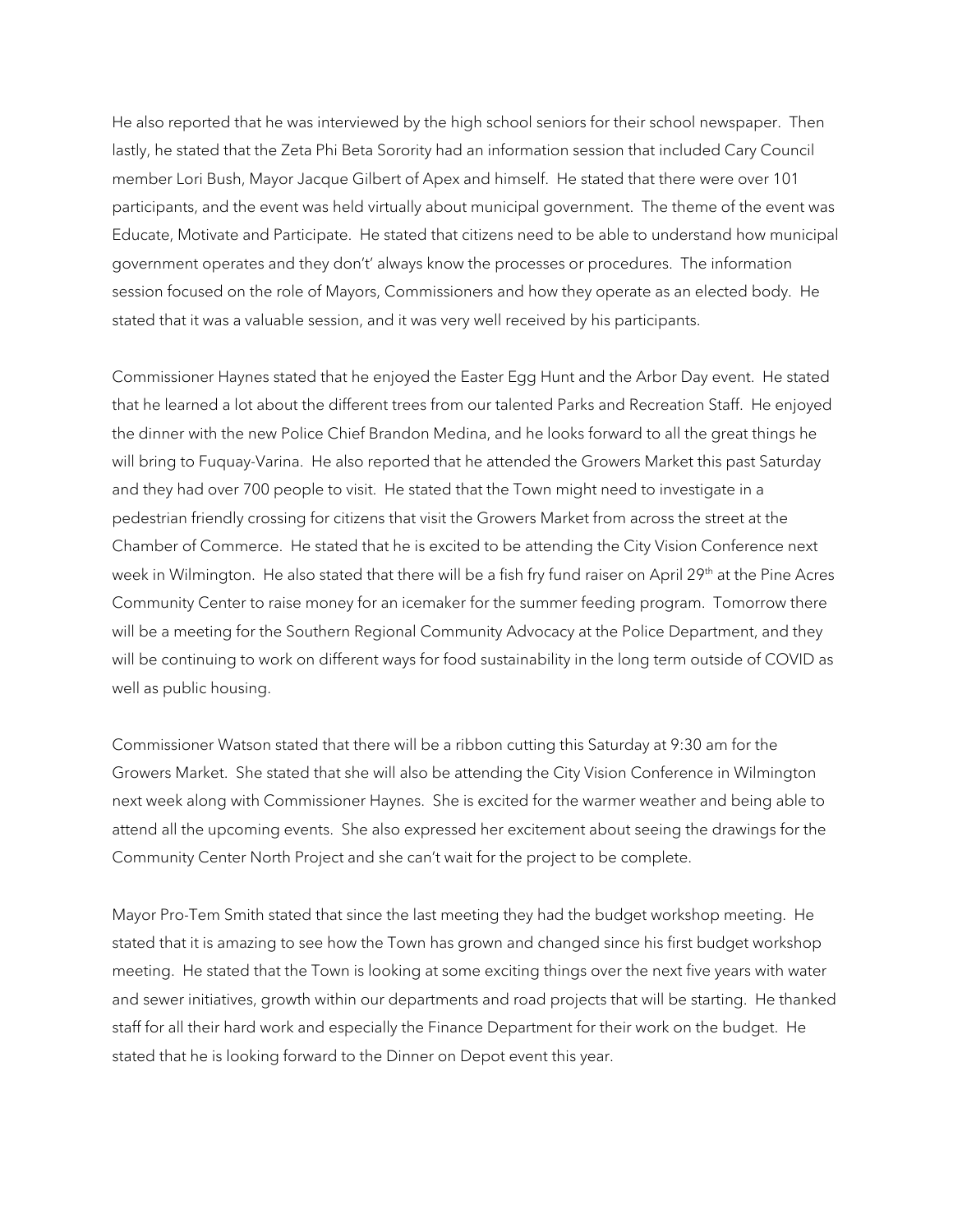He also reported that he was interviewed by the high school seniors for their school newspaper. Then lastly, he stated that the Zeta Phi Beta Sorority had an information session that included Cary Council member Lori Bush, Mayor Jacque Gilbert of Apex and himself. He stated that there were over 101 participants, and the event was held virtually about municipal government. The theme of the event was Educate, Motivate and Participate. He stated that citizens need to be able to understand how municipal government operates and they don't' always know the processes or procedures. The information session focused on the role of Mayors, Commissioners and how they operate as an elected body. He stated that it was a valuable session, and it was very well received by his participants.

Commissioner Haynes stated that he enjoyed the Easter Egg Hunt and the Arbor Day event. He stated that he learned a lot about the different trees from our talented Parks and Recreation Staff. He enjoyed the dinner with the new Police Chief Brandon Medina, and he looks forward to all the great things he will bring to Fuquay-Varina. He also reported that he attended the Growers Market this past Saturday and they had over 700 people to visit. He stated that the Town might need to investigate in a pedestrian friendly crossing for citizens that visit the Growers Market from across the street at the Chamber of Commerce. He stated that he is excited to be attending the City Vision Conference next week in Wilmington. He also stated that there will be a fish fry fund raiser on April 29th at the Pine Acres Community Center to raise money for an icemaker for the summer feeding program. Tomorrow there will be a meeting for the Southern Regional Community Advocacy at the Police Department, and they will be continuing to work on different ways for food sustainability in the long term outside of COVID as well as public housing.

Commissioner Watson stated that there will be a ribbon cutting this Saturday at 9:30 am for the Growers Market. She stated that she will also be attending the City Vision Conference in Wilmington next week along with Commissioner Haynes. She is excited for the warmer weather and being able to attend all the upcoming events. She also expressed her excitement about seeing the drawings for the Community Center North Project and she can't wait for the project to be complete.

Mayor Pro-Tem Smith stated that since the last meeting they had the budget workshop meeting. He stated that it is amazing to see how the Town has grown and changed since his first budget workshop meeting. He stated that the Town is looking at some exciting things over the next five years with water and sewer initiatives, growth within our departments and road projects that will be starting. He thanked staff for all their hard work and especially the Finance Department for their work on the budget. He stated that he is looking forward to the Dinner on Depot event this year.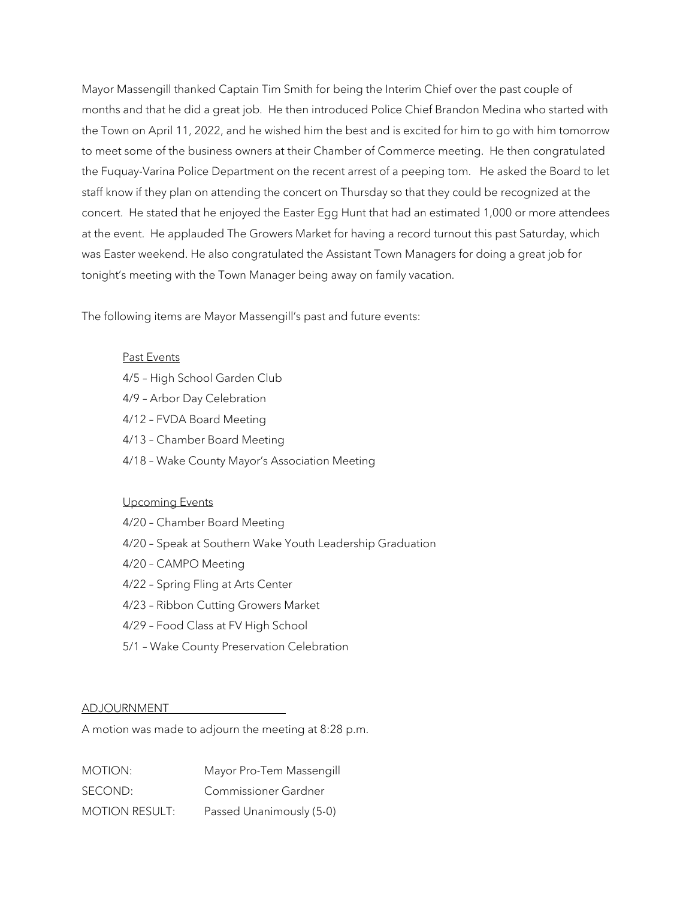Mayor Massengill thanked Captain Tim Smith for being the Interim Chief over the past couple of months and that he did a great job. He then introduced Police Chief Brandon Medina who started with the Town on April 11, 2022, and he wished him the best and is excited for him to go with him tomorrow to meet some of the business owners at their Chamber of Commerce meeting. He then congratulated the Fuquay-Varina Police Department on the recent arrest of a peeping tom. He asked the Board to let staff know if they plan on attending the concert on Thursday so that they could be recognized at the concert. He stated that he enjoyed the Easter Egg Hunt that had an estimated 1,000 or more attendees at the event. He applauded The Growers Market for having a record turnout this past Saturday, which was Easter weekend. He also congratulated the Assistant Town Managers for doing a great job for tonight's meeting with the Town Manager being away on family vacation.

The following items are Mayor Massengill's past and future events:

Past Events

4/5 – High School Garden Club
4/9 – Arbor Day Celebration
4/12 – FVDA Board Meeting
4/13 – Chamber Board Meeting
4/18 – Wake County Mayor's Association Meeting

Upcoming Events

4/20 – Chamber Board Meeting
4/20 – Speak at Southern Wake Youth Leadership Graduation
4/20 – CAMPO Meeting
4/22 – Spring Fling at Arts Center
4/23 – Ribbon Cutting Growers Market
4/29 – Food Class at FV High School
5/1 – Wake County Preservation Celebration

ADJOURNMENT

A motion was made to adjourn the meeting at 8:28 p.m.

MOTION: Mayor Pro-Tem Massengill
SECOND: Commissioner Gardner
MOTION RESULT: Passed Unanimously (5-0)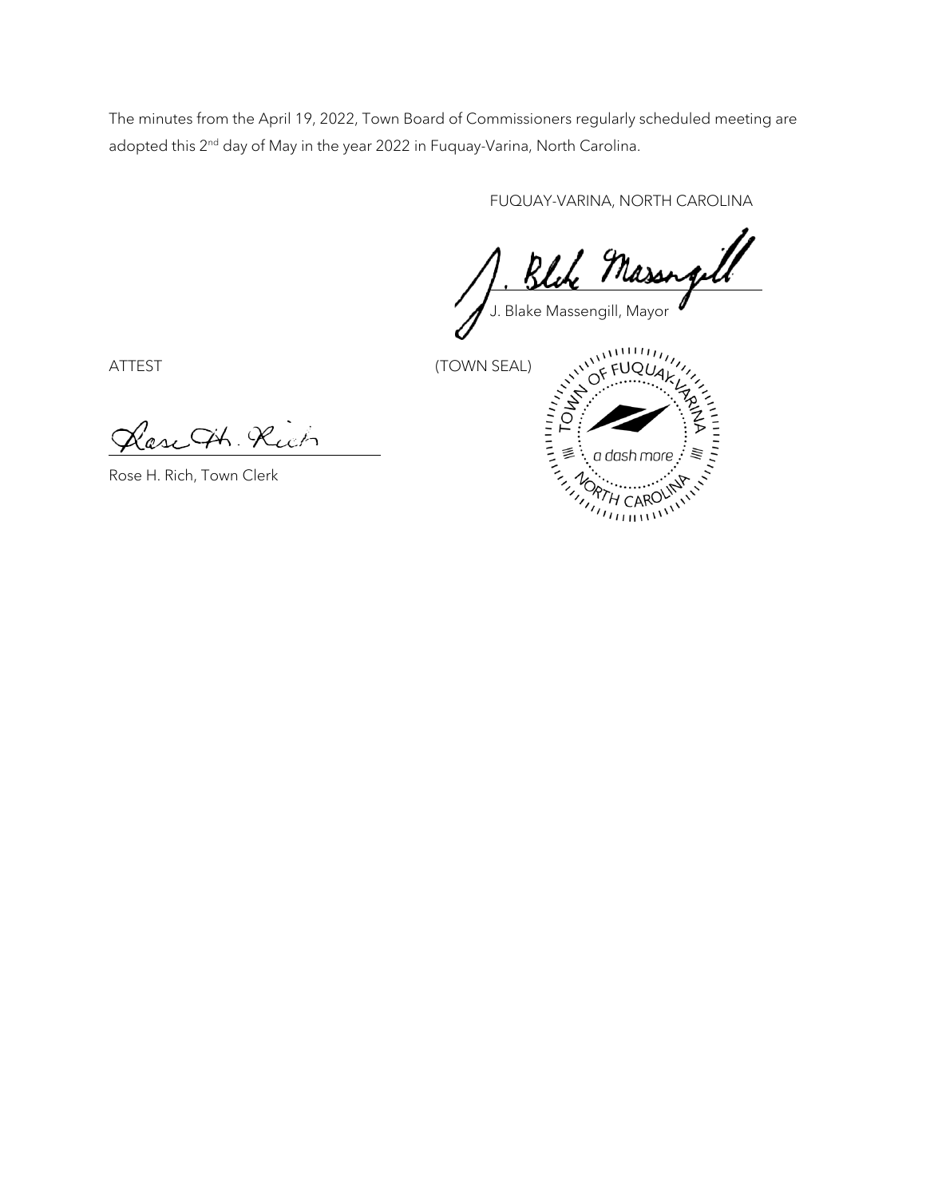The minutes from the April 19, 2022, Town Board of Commissioners regularly scheduled meeting are adopted this 2nd day of May in the year 2022 in Fuquay-Varina, North Carolina.

FUQUAY-VARINA, NORTH CAROLINA

J. Blake Massengill, Mayor

ATTEST

(TOWN SEAL)

Rose H. Rich, Town Clerk